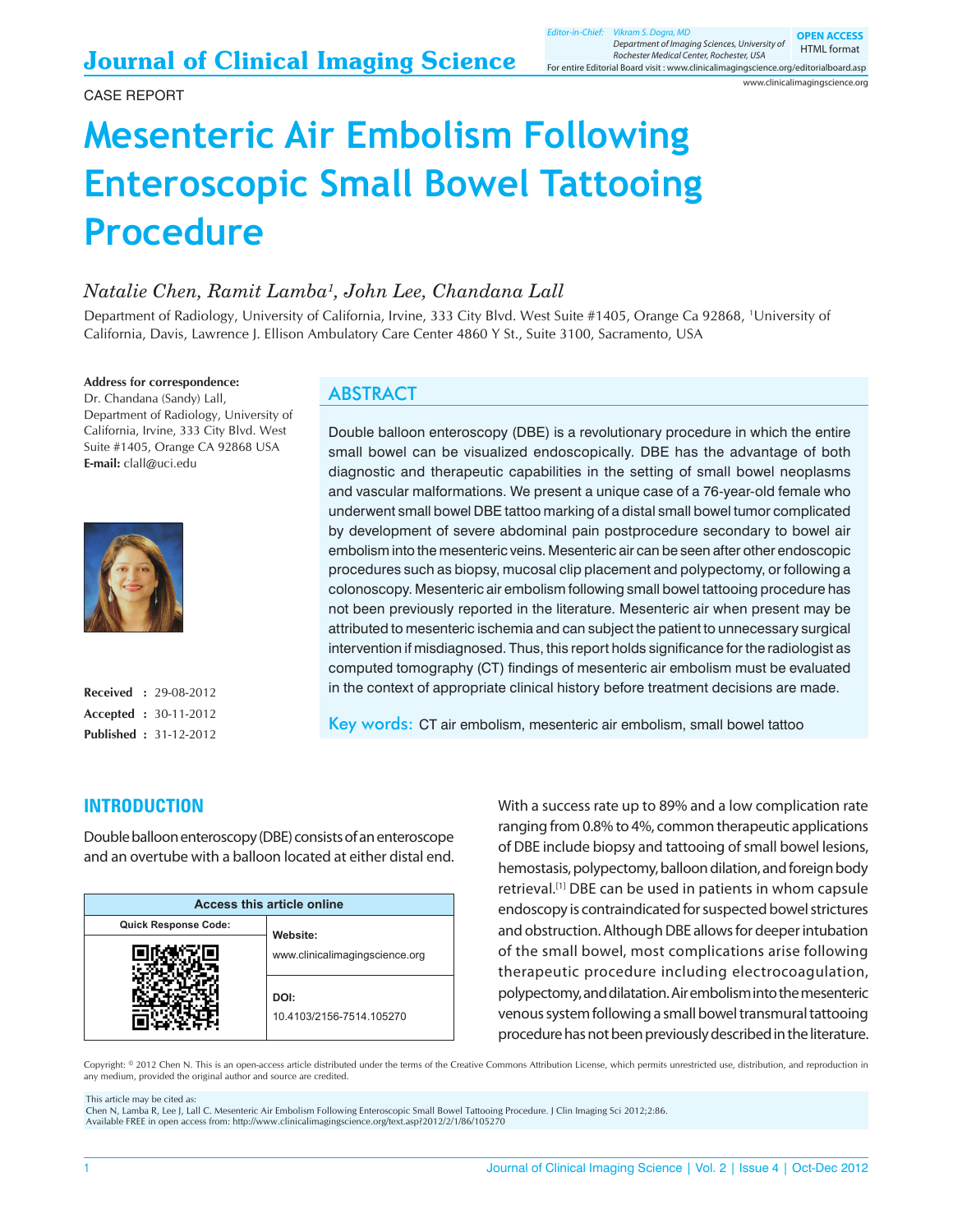CASE REPORT

# Mesenteric Air Embolism Following Enteroscopic Small Bowel Tattooing Procedure

*Natalie Chen, Ramit Lamba[1], John Lee, Chandana Lall*

Department of Radiology, University of California, Irvine, 333 City Blvd. West Suite #1405, Orange Ca 92868, [1]University of California, Davis, Lawrence J. Ellison Ambulatory Care Center 4860 Y St., Suite 3100, Sacramento, USA

**Address for correspondence:**
Dr. Chandana (Sandy) Lall, Department of Radiology, University of California, Irvine, 333 City Blvd. West Suite #1405, Orange CA 92868 USA
**E-mail:** clall@uci.edu

**Received** : 29-08-2012
**Accepted** : 30-11-2012
**Published** : 31-12-2012

## ABSTRACT

Double balloon enteroscopy (DBE) is a revolutionary procedure in which the entire small bowel can be visualized endoscopically. DBE has the advantage of both diagnostic and therapeutic capabilities in the setting of small bowel neoplasms and vascular malformations. We present a unique case of a 76-year-old female who underwent small bowel DBE tattoo marking of a distal small bowel tumor complicated by development of severe abdominal pain postprocedure secondary to bowel air embolism into the mesenteric veins. Mesenteric air can be seen after other endoscopic procedures such as biopsy, mucosal clip placement and polypectomy, or following a colonoscopy. Mesenteric air embolism following small bowel tattooing procedure has not been previously reported in the literature. Mesenteric air when present may be attributed to mesenteric ischemia and can subject the patient to unnecessary surgical intervention if misdiagnosed. Thus, this report holds significance for the radiologist as computed tomography (CT) findings of mesenteric air embolism must be evaluated in the context of appropriate clinical history before treatment decisions are made.

**Key words:** CT air embolism, mesenteric air embolism, small bowel tattoo

| Access this article online | |
|---|---|
| Quick Response Code: | Website: www.clinicalimagingscience.org |
| | DOI: 10.4103/2156-7514.105270 |

## INTRODUCTION

Double balloon enteroscopy (DBE) consists of an enteroscope and an overtube with a balloon located at either distal end. With a success rate up to 89% and a low complication rate ranging from 0.8% to 4%, common therapeutic applications of DBE include biopsy and tattooing of small bowel lesions, hemostasis, polypectomy, balloon dilation, and foreign body retrieval.[1] DBE can be used in patients in whom capsule endoscopy is contraindicated for suspected bowel strictures and obstruction. Although DBE allows for deeper intubation of the small bowel, most complications arise following therapeutic procedure including electrocoagulation, polypectomy, and dilatation. Air embolism into the mesenteric venous system following a small bowel transmural tattooing procedure has not been previously described in the literature.

Copyright: © 2012 Chen N. This is an open-access article distributed under the terms of the Creative Commons Attribution License, which permits unrestricted use, distribution, and reproduction in any medium, provided the original author and source are credited.

This article may be cited as:
Chen N, Lamba R, Lee J, Lall C. Mesenteric Air Embolism Following Enteroscopic Small Bowel Tattooing Procedure. J Clin Imaging Sci 2012;2:86.
Available FREE in open access from: http://www.clinicalimagingscience.org/text.asp?2012/2/1/86/105270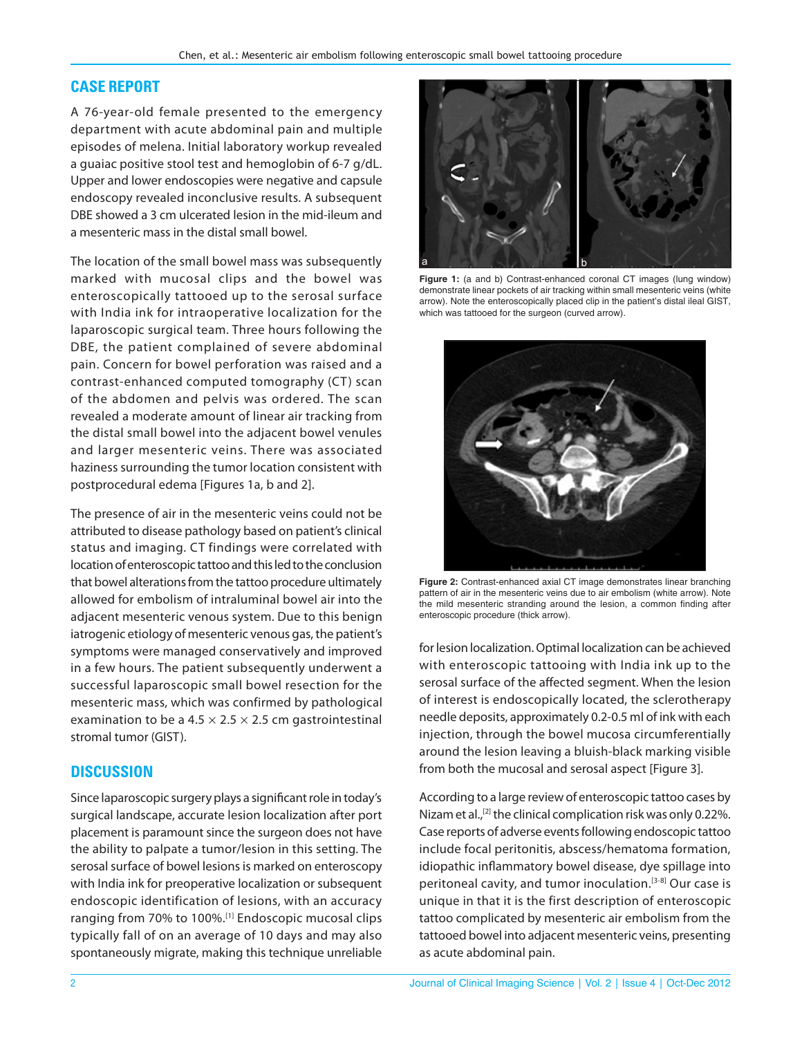## CASE REPORT

A 76-year-old female presented to the emergency department with acute abdominal pain and multiple episodes of melena. Initial laboratory workup revealed a guaiac positive stool test and hemoglobin of 6-7 g/dL. Upper and lower endoscopies were negative and capsule endoscopy revealed inconclusive results. A subsequent DBE showed a 3 cm ulcerated lesion in the mid-ileum and a mesenteric mass in the distal small bowel.

The location of the small bowel mass was subsequently marked with mucosal clips and the bowel was enteroscopically tattooed up to the serosal surface with India ink for intraoperative localization for the laparoscopic surgical team. Three hours following the DBE, the patient complained of severe abdominal pain. Concern for bowel perforation was raised and a contrast-enhanced computed tomography (CT) scan of the abdomen and pelvis was ordered. The scan revealed a moderate amount of linear air tracking from the distal small bowel into the adjacent bowel venules and larger mesenteric veins. There was associated haziness surrounding the tumor location consistent with postprocedural edema [Figures 1a, b and 2].

The presence of air in the mesenteric veins could not be attributed to disease pathology based on patient's clinical status and imaging. CT findings were correlated with location of enteroscopic tattoo and this led to the conclusion that bowel alterations from the tattoo procedure ultimately allowed for embolism of intraluminal bowel air into the adjacent mesenteric venous system. Due to this benign iatrogenic etiology of mesenteric venous gas, the patient's symptoms were managed conservatively and improved in a few hours. The patient subsequently underwent a successful laparoscopic small bowel resection for the mesenteric mass, which was confirmed by pathological examination to be a 4.5 × 2.5 × 2.5 cm gastrointestinal stromal tumor (GIST).

**Figure 1:** (a and b) Contrast-enhanced coronal CT images (lung window) demonstrate linear pockets of air tracking within small mesenteric veins (white arrow). Note the enteroscopically placed clip in the patient's distal ileal GIST, which was tattooed for the surgeon (curved arrow).

**Figure 2:** Contrast-enhanced axial CT image demonstrates linear branching pattern of air in the mesenteric veins due to air embolism (white arrow). Note the mild mesenteric stranding around the lesion, a common finding after enteroscopic procedure (thick arrow).

## DISCUSSION

Since laparoscopic surgery plays a significant role in today's surgical landscape, accurate lesion localization after port placement is paramount since the surgeon does not have the ability to palpate a tumor/lesion in this setting. The serosal surface of bowel lesions is marked on enteroscopy with India ink for preoperative localization or subsequent endoscopic identification of lesions, with an accuracy ranging from 70% to 100%.[1] Endoscopic mucosal clips typically fall of on an average of 10 days and may also spontaneously migrate, making this technique unreliable for lesion localization. Optimal localization can be achieved with enteroscopic tattooing with India ink up to the serosal surface of the affected segment. When the lesion of interest is endoscopically located, the sclerotherapy needle deposits, approximately 0.2-0.5 ml of ink with each injection, through the bowel mucosa circumferentially around the lesion leaving a bluish-black marking visible from both the mucosal and serosal aspect [Figure 3].

According to a large review of enteroscopic tattoo cases by Nizam et al.,[2] the clinical complication risk was only 0.22%. Case reports of adverse events following endoscopic tattoo include focal peritonitis, abscess/hematoma formation, idiopathic inflammatory bowel disease, dye spillage into peritoneal cavity, and tumor inoculation.[3-8] Our case is unique in that it is the first description of enteroscopic tattoo complicated by mesenteric air embolism from the tattooed bowel into adjacent mesenteric veins, presenting as acute abdominal pain.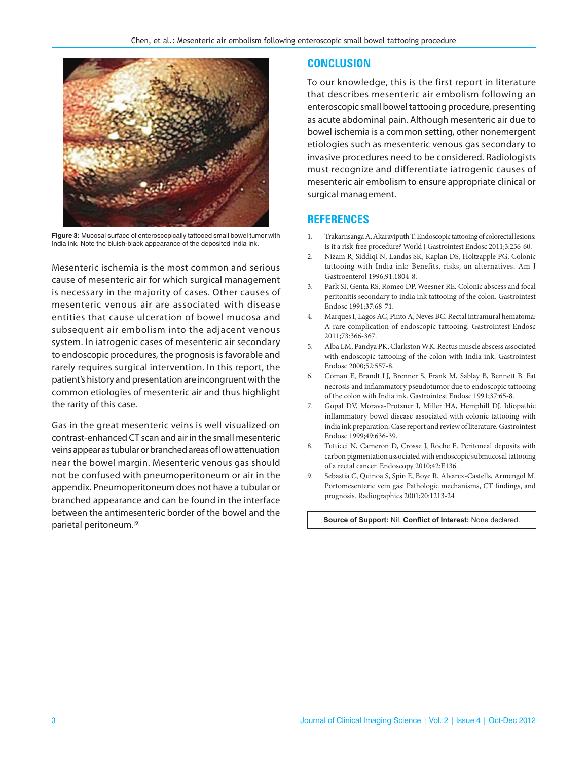Figure 3: Mucosal surface of enteroscopically tattooed small bowel tumor with India ink. Note the bluish-black appearance of the deposited India ink.

Mesenteric ischemia is the most common and serious cause of mesenteric air for which surgical management is necessary in the majority of cases. Other causes of mesenteric venous air are associated with disease entities that cause ulceration of bowel mucosa and subsequent air embolism into the adjacent venous system. In iatrogenic cases of mesenteric air secondary to endoscopic procedures, the prognosis is favorable and rarely requires surgical intervention. In this report, the patient's history and presentation are incongruent with the common etiologies of mesenteric air and thus highlight the rarity of this case.

Gas in the great mesenteric veins is well visualized on contrast-enhanced CT scan and air in the small mesenteric veins appear as tubular or branched areas of low attenuation near the bowel margin. Mesenteric venous gas should not be confused with pneumoperitoneum or air in the appendix. Pneumoperitoneum does not have a tubular or branched appearance and can be found in the interface between the antimesenteric border of the bowel and the parietal peritoneum.[9]

## CONCLUSION

To our knowledge, this is the first report in literature that describes mesenteric air embolism following an enteroscopic small bowel tattooing procedure, presenting as acute abdominal pain. Although mesenteric air due to bowel ischemia is a common setting, other nonemergent etiologies such as mesenteric venous gas secondary to invasive procedures need to be considered. Radiologists must recognize and differentiate iatrogenic causes of mesenteric air embolism to ensure appropriate clinical or surgical management.

## REFERENCES

1. Trakarnsanga A, Akaraviputh T. Endoscopic tattooing of colorectal lesions: Is it a risk-free procedure? World J Gastrointest Endosc 2011;3:256-60.
2. Nizam R, Siddiqi N, Landas SK, Kaplan DS, Holtzapple PG. Colonic tattooing with India ink: Benefits, risks, an alternatives. Am J Gastroenterol 1996;91:1804-8.
3. Park SI, Genta RS, Romeo DP, Weesner RE. Colonic abscess and focal peritonitis secondary to india ink tattooing of the colon. Gastrointest Endosc 1991;37:68-71.
4. Marques I, Lagos AC, Pinto A, Neves BC. Rectal intramural hematoma: A rare complication of endoscopic tattooing. Gastrointest Endosc 2011;73:366-367.
5. Alba LM, Pandya PK, Clarkston WK. Rectus muscle abscess associated with endoscopic tattooing of the colon with India ink. Gastrointest Endosc 2000;52:557-8.
6. Coman E, Brandt LJ, Brenner S, Frank M, Sablay B, Bennett B. Fat necrosis and inflammatory pseudotumor due to endoscopic tattooing of the colon with India ink. Gastrointest Endosc 1991;37:65-8.
7. Gopal DV, Morava-Protzner I, Miller HA, Hemphill DJ. Idiopathic inflammatory bowel disease associated with colonic tattooing with india ink preparation: Case report and review of literature. Gastrointest Endosc 1999;49:636-39.
8. Tutticci N, Cameron D, Crosse J, Roche E. Peritoneal deposits with carbon pigmentation associated with endoscopic submucosal tattooing of a rectal cancer. Endoscopy 2010;42:E136.
9. Sebastia C, Quinoa S, Spin E, Boye R, Alvarex-Castells, Armengol M. Portomesenteric vein gas: Pathologic mechanisms, CT findings, and prognosis. Radiographics 2001;20:1213-24

**Source of Support:** Nil, **Conflict of Interest:** None declared.